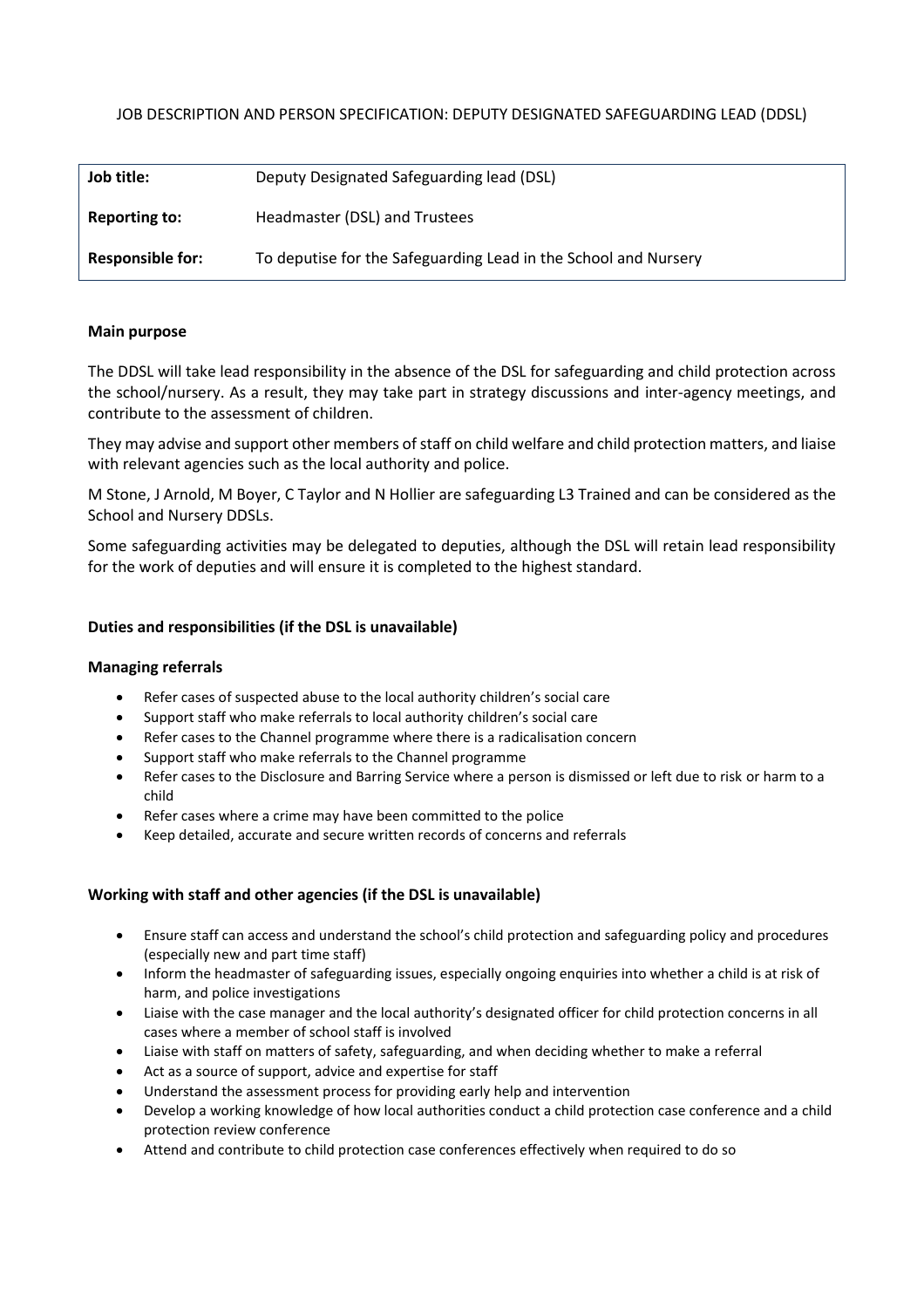# JOB DESCRIPTION AND PERSON SPECIFICATION: DEPUTY DESIGNATED SAFEGUARDING LEAD (DDSL)

| | |
|---|---|
| **Job title:** | Deputy Designated Safeguarding lead (DSL) |
| **Reporting to:** | Headmaster (DSL) and Trustees |
| **Responsible for:** | To deputise for the Safeguarding Lead in the School and Nursery |

### Main purpose

The DDSL will take lead responsibility in the absence of the DSL for safeguarding and child protection across the school/nursery. As a result, they may take part in strategy discussions and inter-agency meetings, and contribute to the assessment of children.

They may advise and support other members of staff on child welfare and child protection matters, and liaise with relevant agencies such as the local authority and police.

M Stone, J Arnold, M Boyer, C Taylor and N Hollier are safeguarding L3 Trained and can be considered as the School and Nursery DDSLs.

Some safeguarding activities may be delegated to deputies, although the DSL will retain lead responsibility for the work of deputies and will ensure it is completed to the highest standard.

### Duties and responsibilities (if the DSL is unavailable)

### Managing referrals

- Refer cases of suspected abuse to the local authority children's social care
- Support staff who make referrals to local authority children's social care
- Refer cases to the Channel programme where there is a radicalisation concern
- Support staff who make referrals to the Channel programme
- Refer cases to the Disclosure and Barring Service where a person is dismissed or left due to risk or harm to a child
- Refer cases where a crime may have been committed to the police
- Keep detailed, accurate and secure written records of concerns and referrals

### Working with staff and other agencies (if the DSL is unavailable)

- Ensure staff can access and understand the school's child protection and safeguarding policy and procedures (especially new and part time staff)
- Inform the headmaster of safeguarding issues, especially ongoing enquiries into whether a child is at risk of harm, and police investigations
- Liaise with the case manager and the local authority's designated officer for child protection concerns in all cases where a member of school staff is involved
- Liaise with staff on matters of safety, safeguarding, and when deciding whether to make a referral
- Act as a source of support, advice and expertise for staff
- Understand the assessment process for providing early help and intervention
- Develop a working knowledge of how local authorities conduct a child protection case conference and a child protection review conference
- Attend and contribute to child protection case conferences effectively when required to do so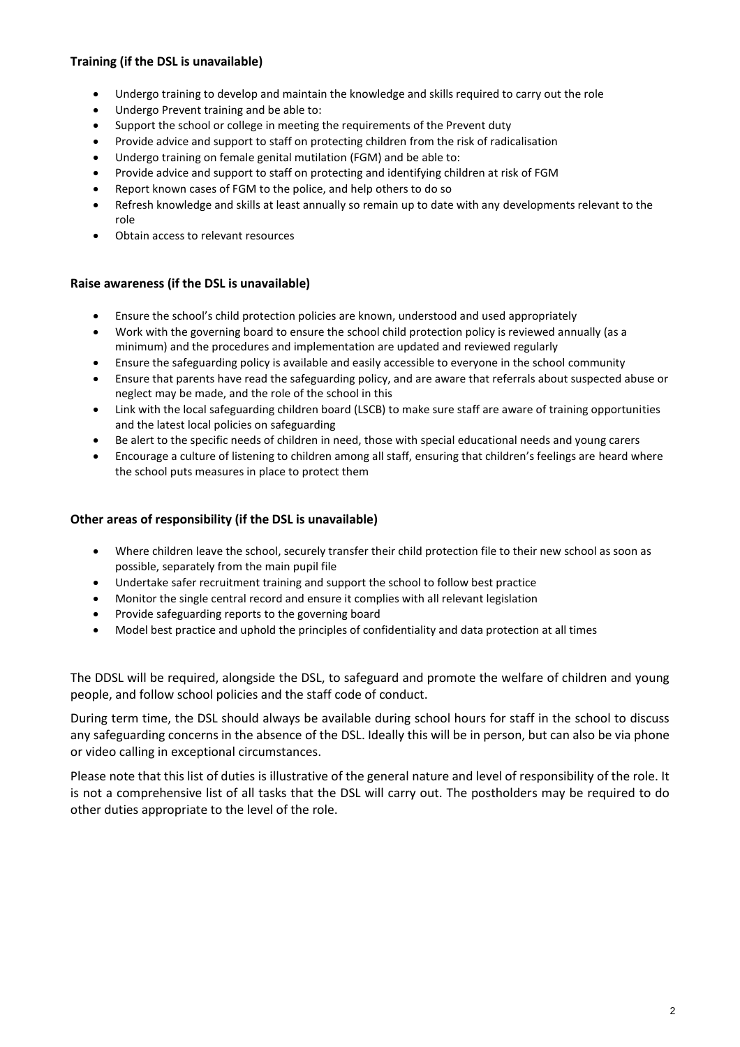**Training (if the DSL is unavailable)**

- Undergo training to develop and maintain the knowledge and skills required to carry out the role
- Undergo Prevent training and be able to:
- Support the school or college in meeting the requirements of the Prevent duty
- Provide advice and support to staff on protecting children from the risk of radicalisation
- Undergo training on female genital mutilation (FGM) and be able to:
- Provide advice and support to staff on protecting and identifying children at risk of FGM
- Report known cases of FGM to the police, and help others to do so
- Refresh knowledge and skills at least annually so remain up to date with any developments relevant to the role
- Obtain access to relevant resources

**Raise awareness (if the DSL is unavailable)**

- Ensure the school's child protection policies are known, understood and used appropriately
- Work with the governing board to ensure the school child protection policy is reviewed annually (as a minimum) and the procedures and implementation are updated and reviewed regularly
- Ensure the safeguarding policy is available and easily accessible to everyone in the school community
- Ensure that parents have read the safeguarding policy, and are aware that referrals about suspected abuse or neglect may be made, and the role of the school in this
- Link with the local safeguarding children board (LSCB) to make sure staff are aware of training opportunities and the latest local policies on safeguarding
- Be alert to the specific needs of children in need, those with special educational needs and young carers
- Encourage a culture of listening to children among all staff, ensuring that children's feelings are heard where the school puts measures in place to protect them

**Other areas of responsibility (if the DSL is unavailable)**

- Where children leave the school, securely transfer their child protection file to their new school as soon as possible, separately from the main pupil file
- Undertake safer recruitment training and support the school to follow best practice
- Monitor the single central record and ensure it complies with all relevant legislation
- Provide safeguarding reports to the governing board
- Model best practice and uphold the principles of confidentiality and data protection at all times

The DDSL will be required, alongside the DSL, to safeguard and promote the welfare of children and young people, and follow school policies and the staff code of conduct.

During term time, the DSL should always be available during school hours for staff in the school to discuss any safeguarding concerns in the absence of the DSL. Ideally this will be in person, but can also be via phone or video calling in exceptional circumstances.

Please note that this list of duties is illustrative of the general nature and level of responsibility of the role. It is not a comprehensive list of all tasks that the DSL will carry out. The postholders may be required to do other duties appropriate to the level of the role.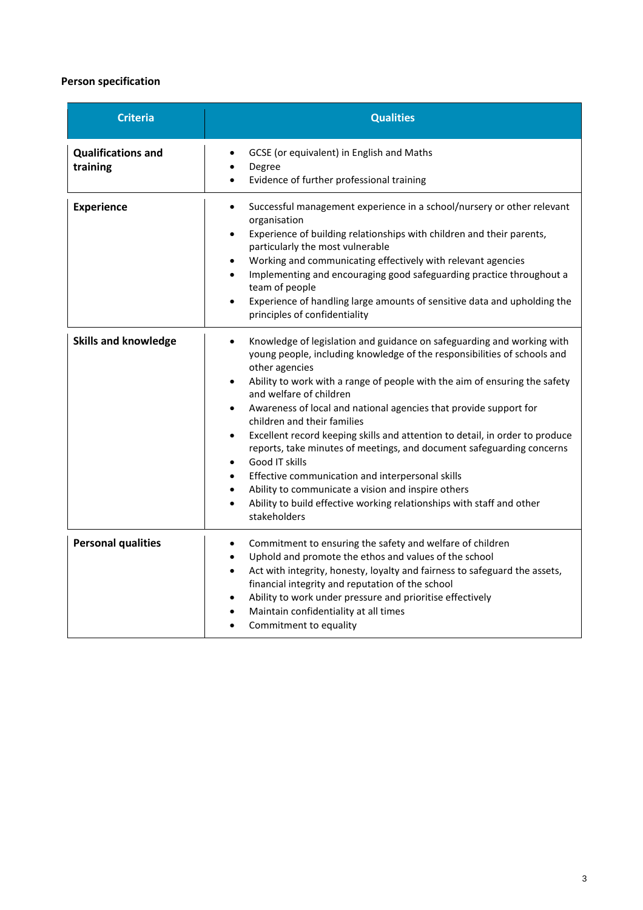**Person specification**

| Criteria | Qualities |
|---|---|
| **Qualifications and training** | • GCSE (or equivalent) in English and Maths<br>• Degree<br>• Evidence of further professional training |
| **Experience** | • Successful management experience in a school/nursery or other relevant organisation<br>• Experience of building relationships with children and their parents, particularly the most vulnerable<br>• Working and communicating effectively with relevant agencies<br>• Implementing and encouraging good safeguarding practice throughout a team of people<br>• Experience of handling large amounts of sensitive data and upholding the principles of confidentiality |
| **Skills and knowledge** | • Knowledge of legislation and guidance on safeguarding and working with young people, including knowledge of the responsibilities of schools and other agencies<br>• Ability to work with a range of people with the aim of ensuring the safety and welfare of children<br>• Awareness of local and national agencies that provide support for children and their families<br>• Excellent record keeping skills and attention to detail, in order to produce reports, take minutes of meetings, and document safeguarding concerns<br>• Good IT skills<br>• Effective communication and interpersonal skills<br>• Ability to communicate a vision and inspire others<br>• Ability to build effective working relationships with staff and other stakeholders |
| **Personal qualities** | • Commitment to ensuring the safety and welfare of children<br>• Uphold and promote the ethos and values of the school<br>• Act with integrity, honesty, loyalty and fairness to safeguard the assets, financial integrity and reputation of the school<br>• Ability to work under pressure and prioritise effectively<br>• Maintain confidentiality at all times<br>• Commitment to equality |